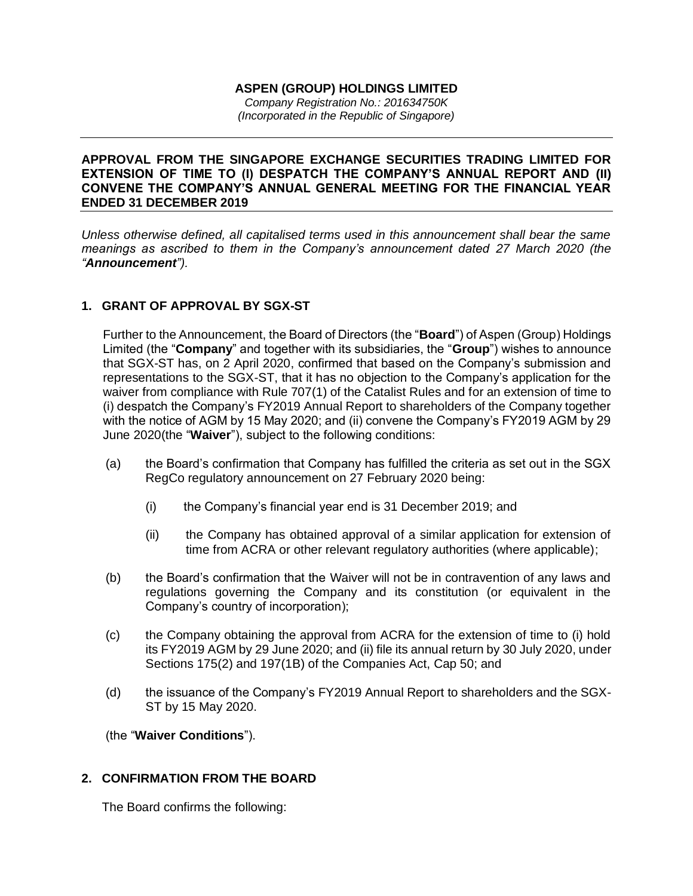**ASPEN (GROUP) HOLDINGS LIMITED**

*Company Registration No.: 201634750K*
*(Incorporated in the Republic of Singapore)*

---

**APPROVAL FROM THE SINGAPORE EXCHANGE SECURITIES TRADING LIMITED FOR EXTENSION OF TIME TO (I) DESPATCH THE COMPANY'S ANNUAL REPORT AND (II) CONVENE THE COMPANY'S ANNUAL GENERAL MEETING FOR THE FINANCIAL YEAR ENDED 31 DECEMBER 2019**

---

*Unless otherwise defined, all capitalised terms used in this announcement shall bear the same meanings as ascribed to them in the Company's announcement dated 27 March 2020 (the "**Announcement**").*

## 1. GRANT OF APPROVAL BY SGX-ST

Further to the Announcement, the Board of Directors (the "**Board**") of Aspen (Group) Holdings Limited (the "**Company**" and together with its subsidiaries, the "**Group**") wishes to announce that SGX-ST has, on 2 April 2020, confirmed that based on the Company's submission and representations to the SGX-ST, that it has no objection to the Company's application for the waiver from compliance with Rule 707(1) of the Catalist Rules and for an extension of time to (i) despatch the Company's FY2019 Annual Report to shareholders of the Company together with the notice of AGM by 15 May 2020; and (ii) convene the Company's FY2019 AGM by 29 June 2020(the "**Waiver**"), subject to the following conditions:

(a) the Board's confirmation that Company has fulfilled the criteria as set out in the SGX RegCo regulatory announcement on 27 February 2020 being:

   (i) the Company's financial year end is 31 December 2019; and

   (ii) the Company has obtained approval of a similar application for extension of time from ACRA or other relevant regulatory authorities (where applicable);

(b) the Board's confirmation that the Waiver will not be in contravention of any laws and regulations governing the Company and its constitution (or equivalent in the Company's country of incorporation);

(c) the Company obtaining the approval from ACRA for the extension of time to (i) hold its FY2019 AGM by 29 June 2020; and (ii) file its annual return by 30 July 2020, under Sections 175(2) and 197(1B) of the Companies Act, Cap 50; and

(d) the issuance of the Company's FY2019 Annual Report to shareholders and the SGX-ST by 15 May 2020.

(the "**Waiver Conditions**").

## 2. CONFIRMATION FROM THE BOARD

The Board confirms the following: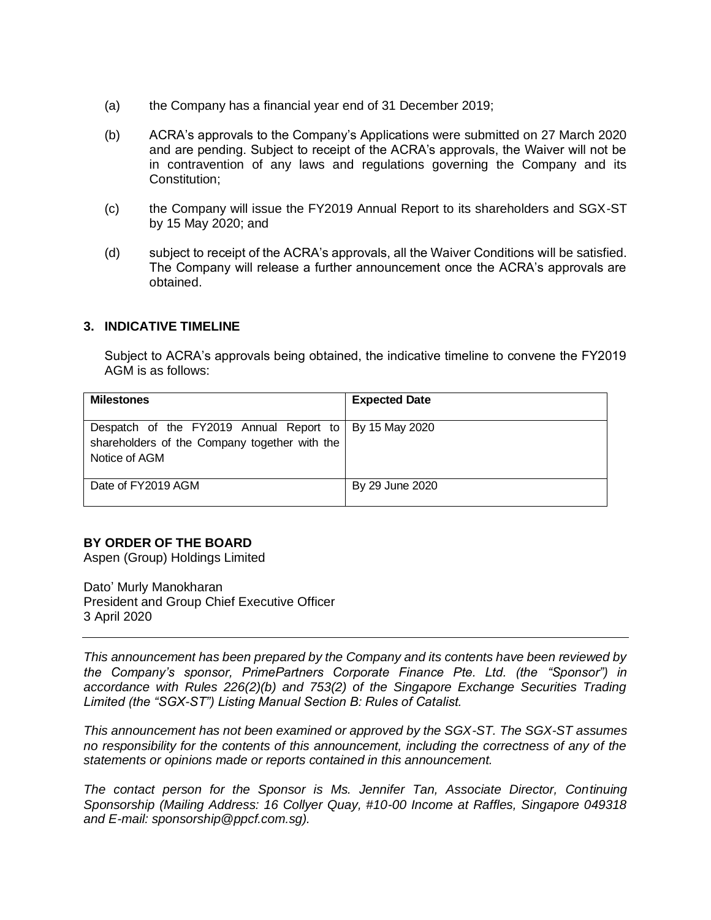(a) the Company has a financial year end of 31 December 2019;

(b) ACRA's approvals to the Company's Applications were submitted on 27 March 2020 and are pending. Subject to receipt of the ACRA's approvals, the Waiver will not be in contravention of any laws and regulations governing the Company and its Constitution;

(c) the Company will issue the FY2019 Annual Report to its shareholders and SGX-ST by 15 May 2020; and

(d) subject to receipt of the ACRA's approvals, all the Waiver Conditions will be satisfied. The Company will release a further announcement once the ACRA's approvals are obtained.

## 3. INDICATIVE TIMELINE

Subject to ACRA's approvals being obtained, the indicative timeline to convene the FY2019 AGM is as follows:

| Milestones | Expected Date |
|---|---|
| Despatch of the FY2019 Annual Report to shareholders of the Company together with the Notice of AGM | By 15 May 2020 |
| Date of FY2019 AGM | By 29 June 2020 |

**BY ORDER OF THE BOARD**
Aspen (Group) Holdings Limited

Dato' Murly Manokharan
President and Group Chief Executive Officer
3 April 2020

---

*This announcement has been prepared by the Company and its contents have been reviewed by the Company's sponsor, PrimePartners Corporate Finance Pte. Ltd. (the "Sponsor") in accordance with Rules 226(2)(b) and 753(2) of the Singapore Exchange Securities Trading Limited (the "SGX-ST") Listing Manual Section B: Rules of Catalist.*

*This announcement has not been examined or approved by the SGX-ST. The SGX-ST assumes no responsibility for the contents of this announcement, including the correctness of any of the statements or opinions made or reports contained in this announcement.*

*The contact person for the Sponsor is Ms. Jennifer Tan, Associate Director, Continuing Sponsorship (Mailing Address: 16 Collyer Quay, #10-00 Income at Raffles, Singapore 049318 and E-mail: sponsorship@ppcf.com.sg).*